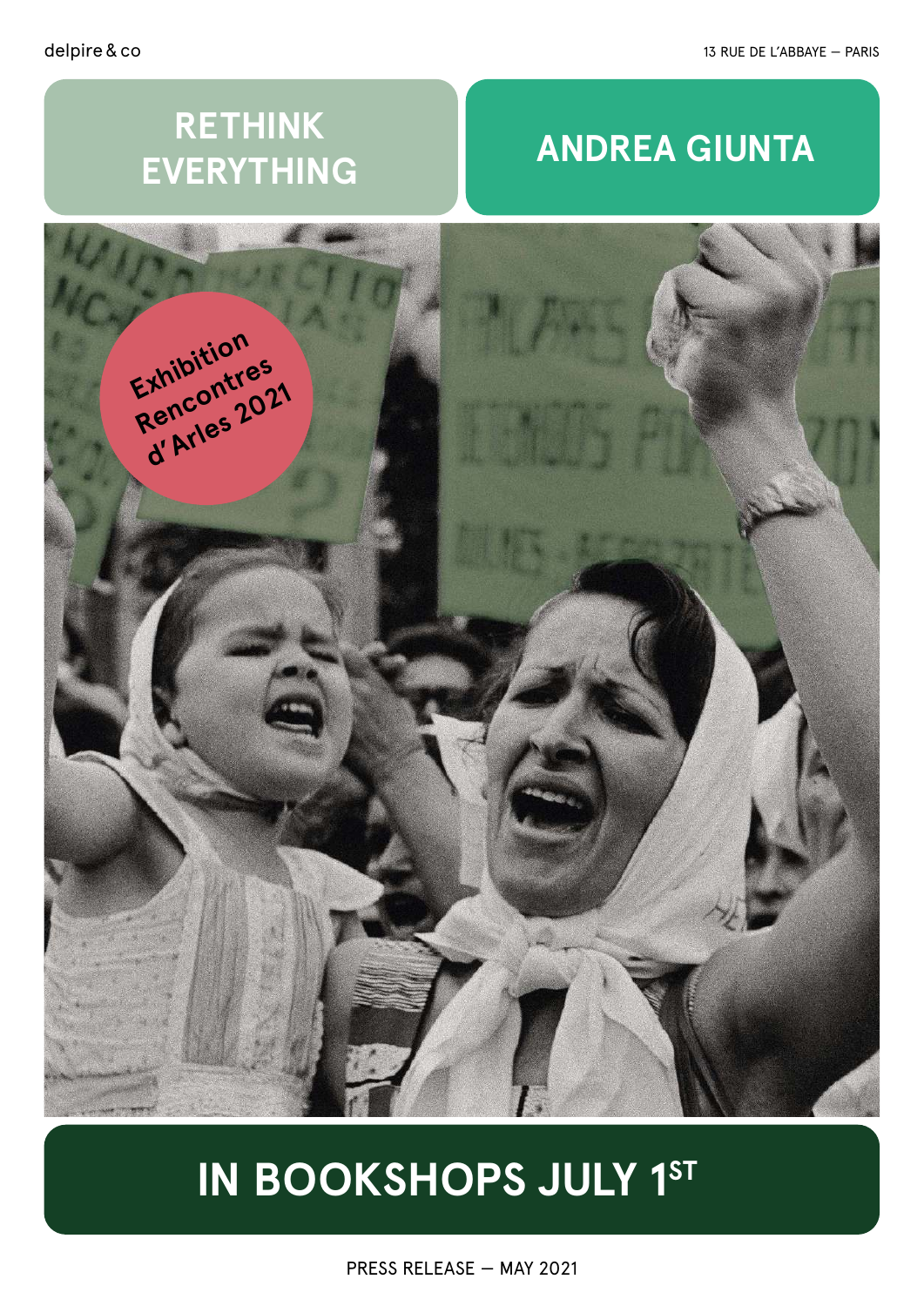delpire & co

13 RUE DE L'ABBAYE — PARIS

# RETHINK EVERYTHING

# ANDREA GIUNTA

Exhibition Rencontres d'Arles 2021

## IN BOOKSHOPS JULY 1ST

PRESS RELEASE — MAY 2021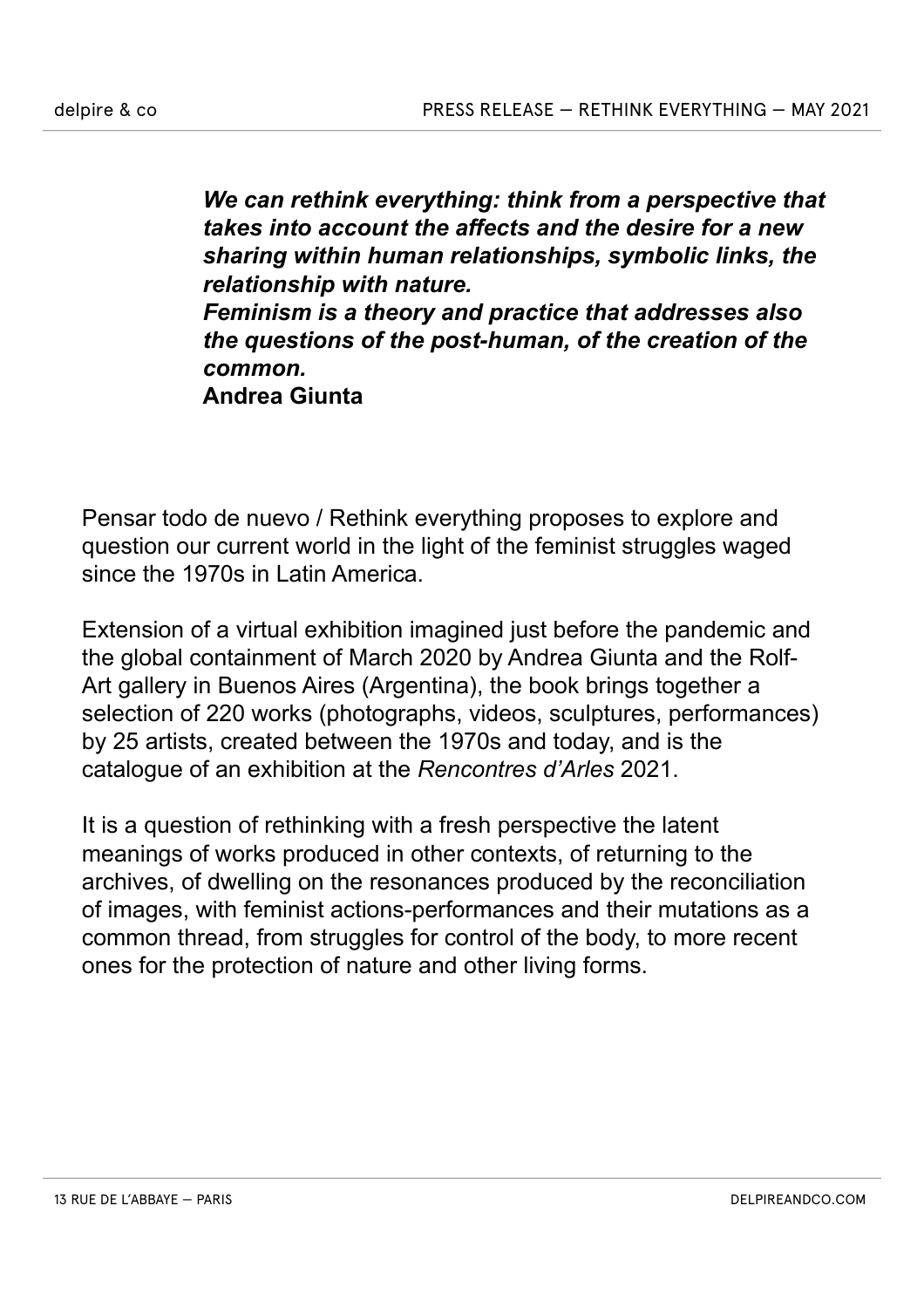***We can rethink everything: think from a perspective that takes into account the affects and the desire for a new sharing within human relationships, symbolic links, the relationship with nature.***
***Feminism is a theory and practice that addresses also the questions of the post-human, of the creation of the common.***
**Andrea Giunta**

Pensar todo de nuevo / Rethink everything proposes to explore and question our current world in the light of the feminist struggles waged since the 1970s in Latin America.

Extension of a virtual exhibition imagined just before the pandemic and the global containment of March 2020 by Andrea Giunta and the Rolf-Art gallery in Buenos Aires (Argentina), the book brings together a selection of 220 works (photographs, videos, sculptures, performances) by 25 artists, created between the 1970s and today, and is the catalogue of an exhibition at the *Rencontres d'Arles* 2021.

It is a question of rethinking with a fresh perspective the latent meanings of works produced in other contexts, of returning to the archives, of dwelling on the resonances produced by the reconciliation of images, with feminist actions-performances and their mutations as a common thread, from struggles for control of the body, to more recent ones for the protection of nature and other living forms.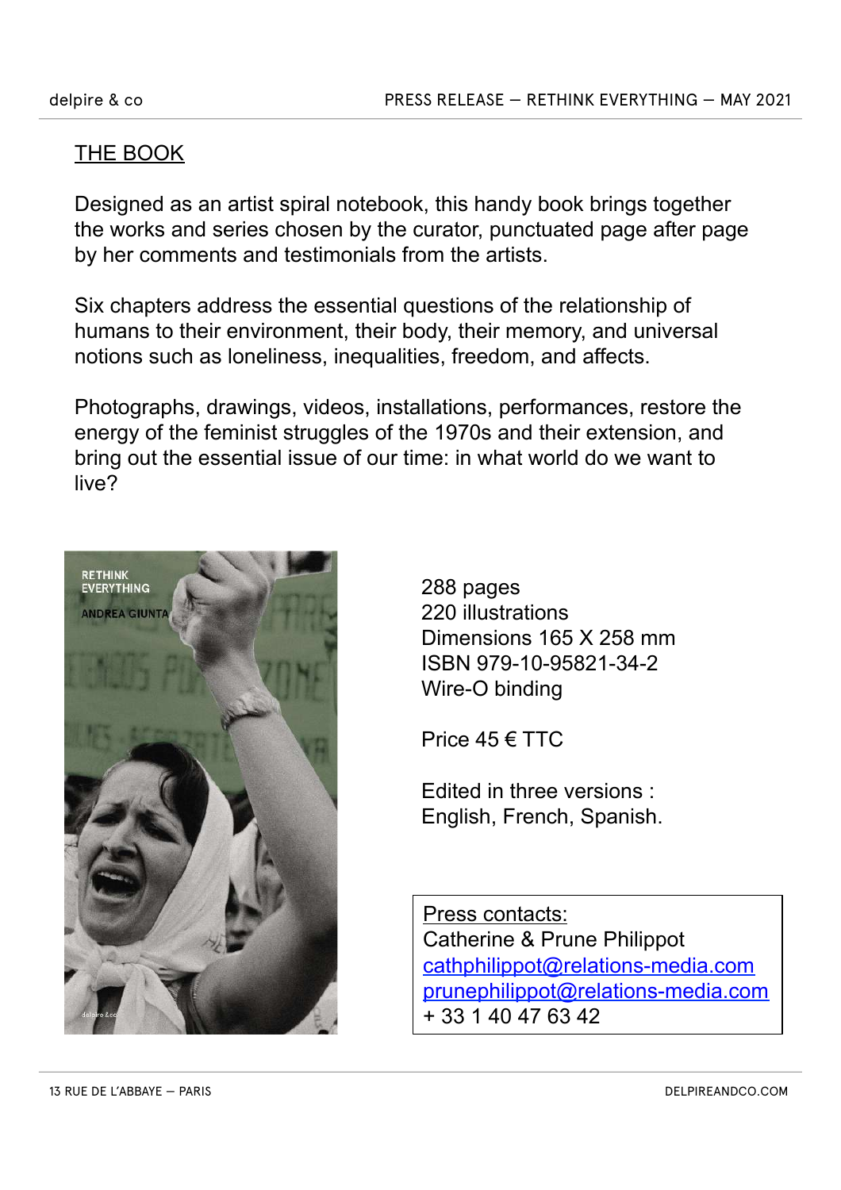## THE BOOK

Designed as an artist spiral notebook, this handy book brings together the works and series chosen by the curator, punctuated page after page by her comments and testimonials from the artists.

Six chapters address the essential questions of the relationship of humans to their environment, their body, their memory, and universal notions such as loneliness, inequalities, freedom, and affects.

Photographs, drawings, videos, installations, performances, restore the energy of the feminist struggles of the 1970s and their extension, and bring out the essential issue of our time: in what world do we want to live?

288 pages
220 illustrations
Dimensions 165 X 258 mm
ISBN 979-10-95821-34-2
Wire-O binding

Price 45 € TTC

Edited in three versions : English, French, Spanish.

Press contacts:
Catherine & Prune Philippot
cathphilippot@relations-media.com
prunephilippot@relations-media.com
+ 33 1 40 47 63 42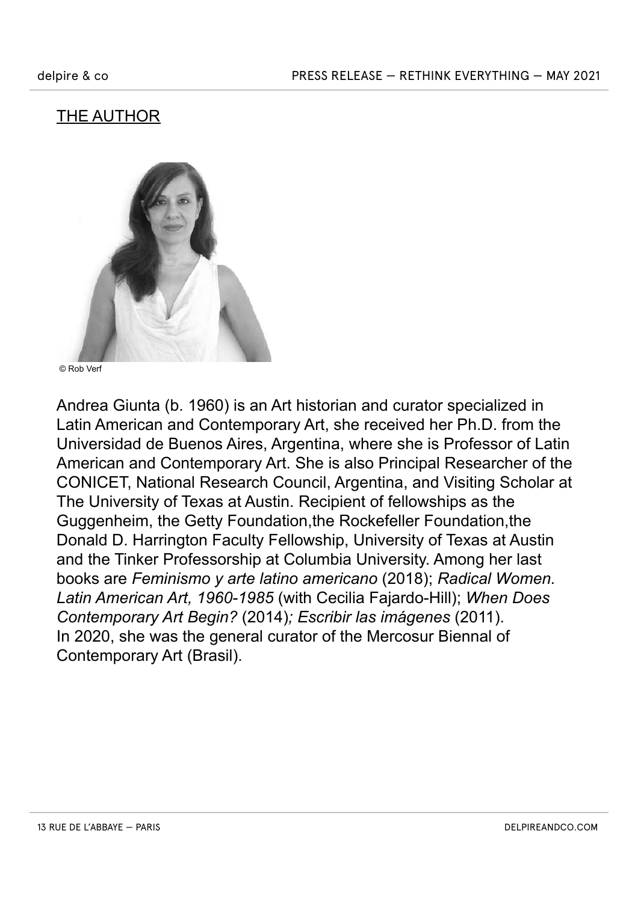## THE AUTHOR

© Rob Verf

Andrea Giunta (b. 1960) is an Art historian and curator specialized in Latin American and Contemporary Art, she received her Ph.D. from the Universidad de Buenos Aires, Argentina, where she is Professor of Latin American and Contemporary Art. She is also Principal Researcher of the CONICET, National Research Council, Argentina, and Visiting Scholar at The University of Texas at Austin. Recipient of fellowships as the Guggenheim, the Getty Foundation,the Rockefeller Foundation,the Donald D. Harrington Faculty Fellowship, University of Texas at Austin and the Tinker Professorship at Columbia University. Among her last books are *Feminismo y arte latino americano* (2018); *Radical Women. Latin American Art, 1960-1985* (with Cecilia Fajardo-Hill); *When Does Contemporary Art Begin?* (2014)*; Escribir las imágenes* (2011).
In 2020, she was the general curator of the Mercosur Biennal of Contemporary Art (Brasil).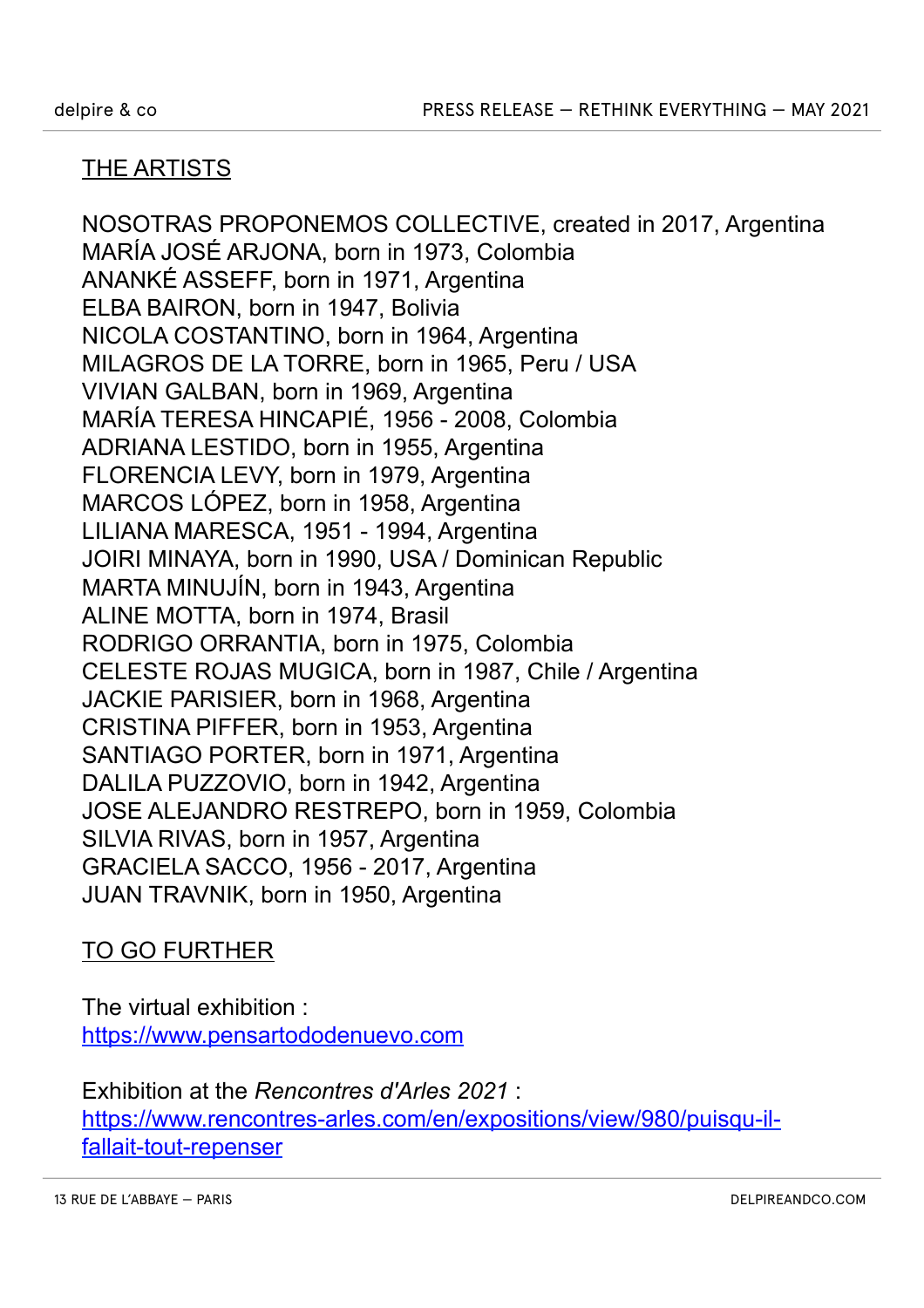## THE ARTISTS

NOSOTRAS PROPONEMOS COLLECTIVE, created in 2017, Argentina
MARÍA JOSÉ ARJONA, born in 1973, Colombia
ANANKÉ ASSEFF, born in 1971, Argentina
ELBA BAIRON, born in 1947, Bolivia
NICOLA COSTANTINO, born in 1964, Argentina
MILAGROS DE LA TORRE, born in 1965, Peru / USA
VIVIAN GALBAN, born in 1969, Argentina
MARÍA TERESA HINCAPIÉ, 1956 - 2008, Colombia
ADRIANA LESTIDO, born in 1955, Argentina
FLORENCIA LEVY, born in 1979, Argentina
MARCOS LÓPEZ, born in 1958, Argentina
LILIANA MARESCA, 1951 - 1994, Argentina
JOIRI MINAYA, born in 1990, USA / Dominican Republic
MARTA MINUJÍN, born in 1943, Argentina
ALINE MOTTA, born in 1974, Brasil
RODRIGO ORRANTIA, born in 1975, Colombia
CELESTE ROJAS MUGICA, born in 1987, Chile / Argentina
JACKIE PARISIER, born in 1968, Argentina
CRISTINA PIFFER, born in 1953, Argentina
SANTIAGO PORTER, born in 1971, Argentina
DALILA PUZZOVIO, born in 1942, Argentina
JOSE ALEJANDRO RESTREPO, born in 1959, Colombia
SILVIA RIVAS, born in 1957, Argentina
GRACIELA SACCO, 1956 - 2017, Argentina
JUAN TRAVNIK, born in 1950, Argentina

## TO GO FURTHER

The virtual exhibition :
https://www.pensartododenuevo.com

Exhibition at the *Rencontres d'Arles 2021* :
https://www.rencontres-arles.com/en/expositions/view/980/puisqu-il-fallait-tout-repenser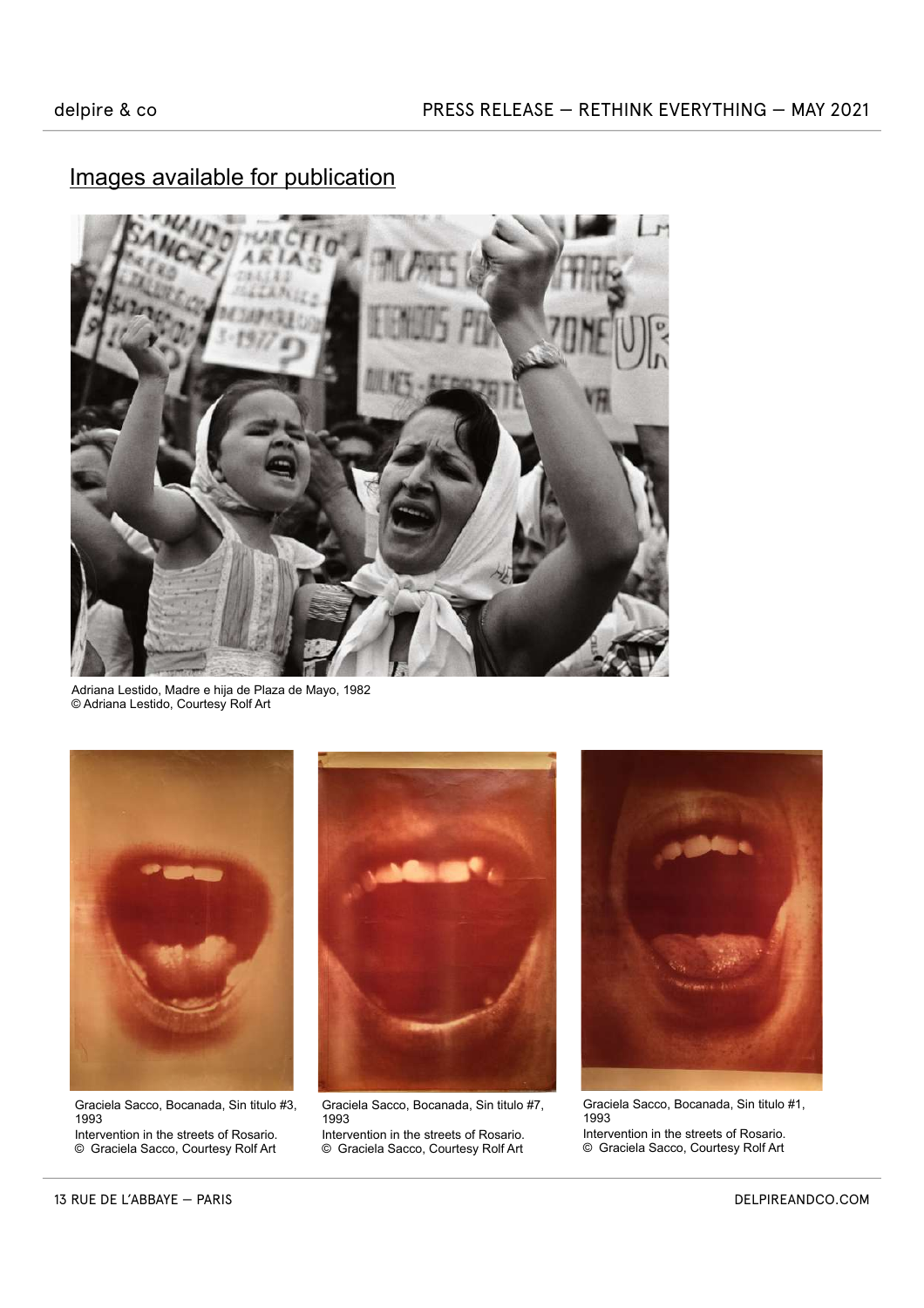## Images available for publication

Adriana Lestido, Madre e hija de Plaza de Mayo, 1982
© Adriana Lestido, Courtesy Rolf Art

Graciela Sacco, Bocanada, Sin titulo #3, 1993
Intervention in the streets of Rosario.
© Graciela Sacco, Courtesy Rolf Art

Graciela Sacco, Bocanada, Sin titulo #7, 1993
Intervention in the streets of Rosario.
© Graciela Sacco, Courtesy Rolf Art

Graciela Sacco, Bocanada, Sin titulo #1, 1993
Intervention in the streets of Rosario.
© Graciela Sacco, Courtesy Rolf Art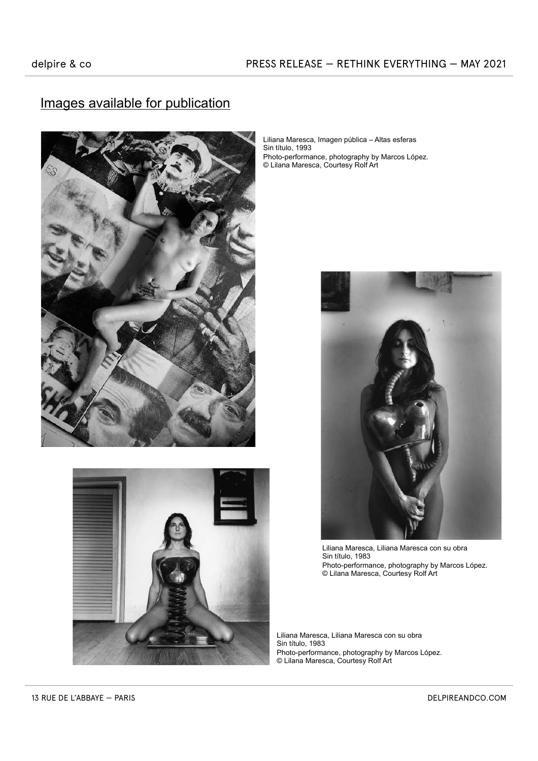## Images available for publication

Liliana Maresca, Imagen pública – Altas esferas
Sin título, 1993
Photo-performance, photography by Marcos López.
© Lilana Maresca, Courtesy Rolf Art

Liliana Maresca, Liliana Maresca con su obra
Sin título, 1983
Photo-performance, photography by Marcos López.
© Lilana Maresca, Courtesy Rolf Art

Liliana Maresca, Liliana Maresca con su obra
Sin título, 1983
Photo-performance, photography by Marcos López.
© Lilana Maresca, Courtesy Rolf Art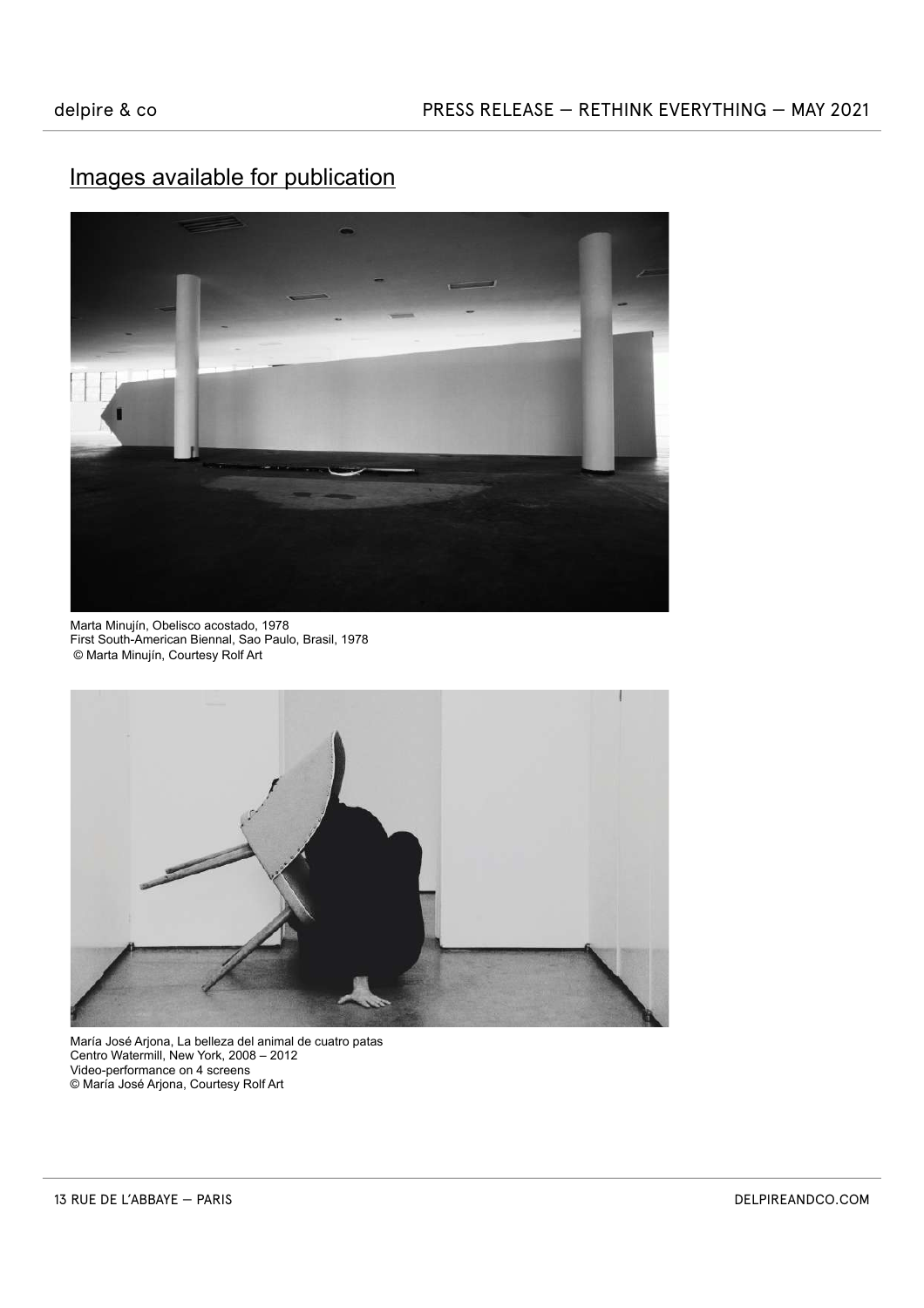## Images available for publication

Marta Minujín, Obelisco acostado, 1978
First South-American Biennal, Sao Paulo, Brasil, 1978
© Marta Minujín, Courtesy Rolf Art

María José Arjona, La belleza del animal de cuatro patas
Centro Watermill, New York, 2008 – 2012
Video-performance on 4 screens
© María José Arjona, Courtesy Rolf Art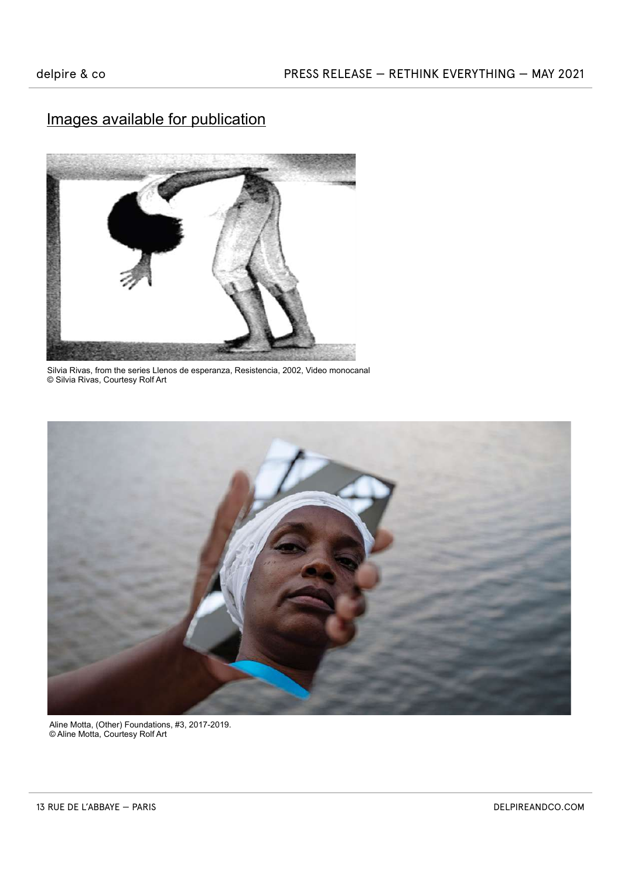## Images available for publication

Silvia Rivas, from the series Llenos de esperanza, Resistencia, 2002, Video monocanal
© Silvia Rivas, Courtesy Rolf Art

Aline Motta, (Other) Foundations, #3, 2017-2019.
© Aline Motta, Courtesy Rolf Art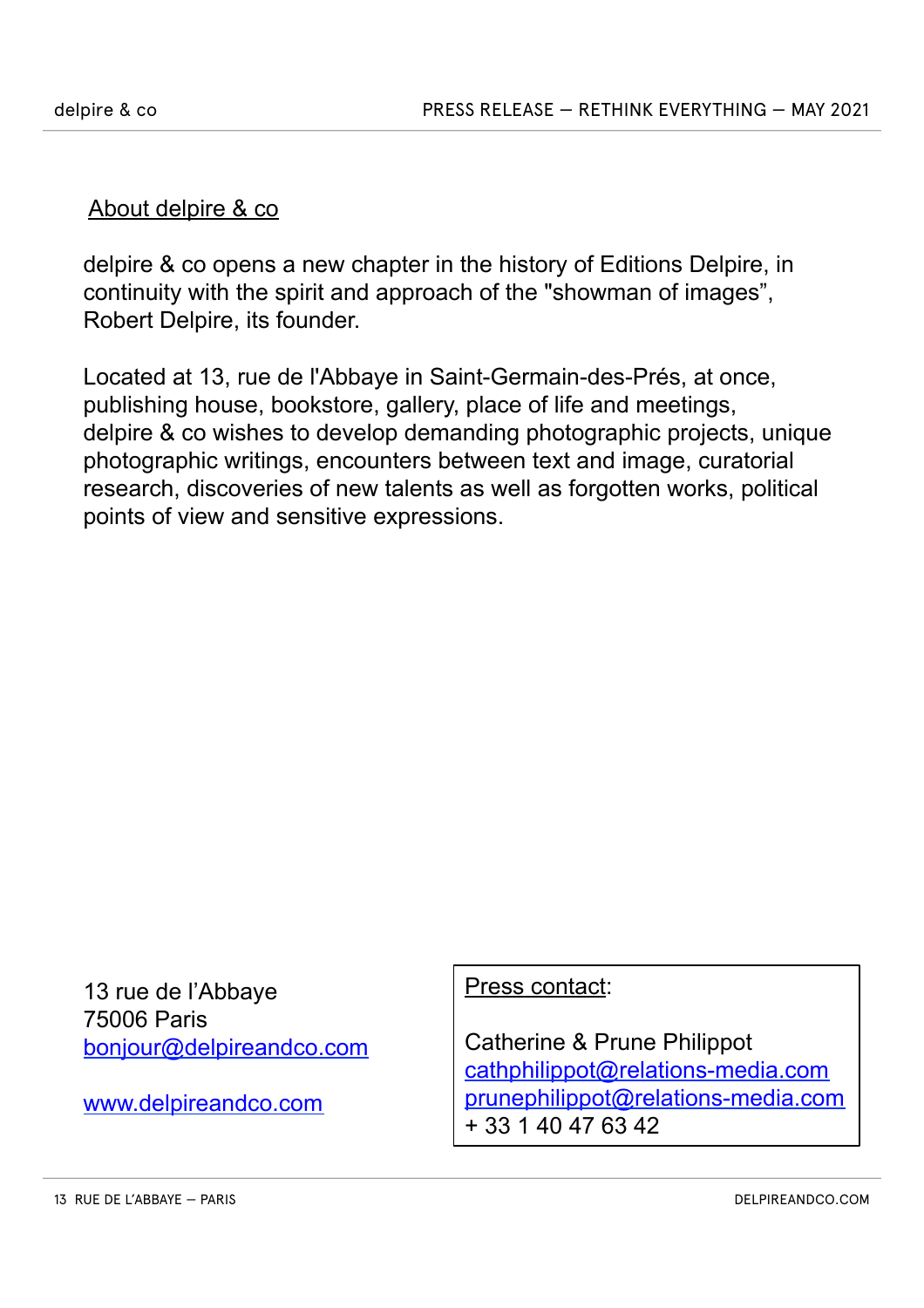## About delpire & co

delpire & co opens a new chapter in the history of Editions Delpire, in continuity with the spirit and approach of the "showman of images", Robert Delpire, its founder.

Located at 13, rue de l'Abbaye in Saint-Germain-des-Prés, at once, publishing house, bookstore, gallery, place of life and meetings, delpire & co wishes to develop demanding photographic projects, unique photographic writings, encounters between text and image, curatorial research, discoveries of new talents as well as forgotten works, political points of view and sensitive expressions.

13 rue de l'Abbaye
75006 Paris
bonjour@delpireandco.com

www.delpireandco.com

Press contact:

Catherine & Prune Philippot
cathphilippot@relations-media.com
prunephilippot@relations-media.com
+ 33 1 40 47 63 42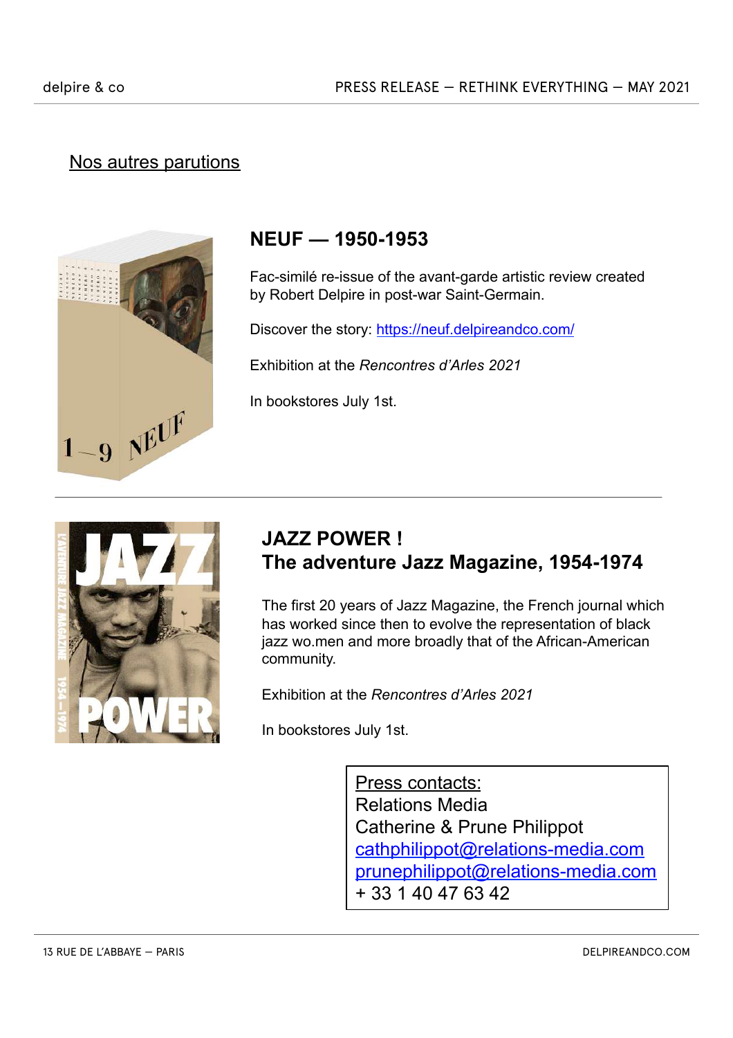## Nos autres parutions

### NEUF — 1950-1953

Fac-similé re-issue of the avant-garde artistic review created by Robert Delpire in post-war Saint-Germain.

Discover the story: https://neuf.delpireandco.com/

Exhibition at the *Rencontres d'Arles 2021*

In bookstores July 1st.

---

### JAZZ POWER !
### The adventure Jazz Magazine, 1954-1974

The first 20 years of Jazz Magazine, the French journal which has worked since then to evolve the representation of black jazz wo.men and more broadly that of the African-American community.

Exhibition at the *Rencontres d'Arles 2021*

In bookstores July 1st.

Press contacts:
Relations Media
Catherine & Prune Philippot
cathphilippot@relations-media.com
prunephilippot@relations-media.com
+ 33 1 40 47 63 42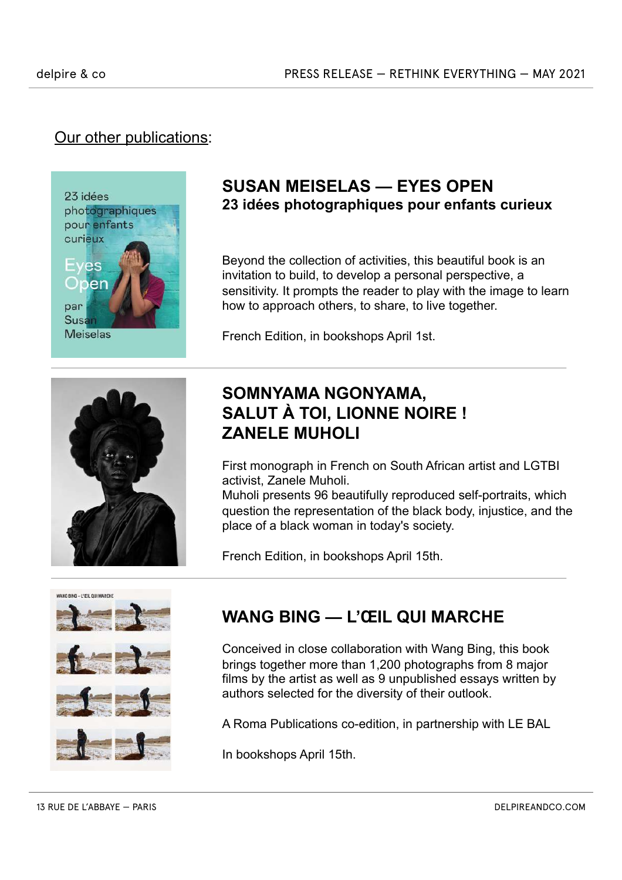Our other publications:

## SUSAN MEISELAS — EYES OPEN
### 23 idées photographiques pour enfants curieux

Beyond the collection of activities, this beautiful book is an invitation to build, to develop a personal perspective, a sensitivity. It prompts the reader to play with the image to learn how to approach others, to share, to live together.

French Edition, in bookshops April 1st.

---

## SOMNYAMA NGONYAMA, SALUT À TOI, LIONNE NOIRE ! ZANELE MUHOLI

First monograph in French on South African artist and LGTBI activist, Zanele Muholi.
Muholi presents 96 beautifully reproduced self-portraits, which question the representation of the black body, injustice, and the place of a black woman in today's society.

French Edition, in bookshops April 15th.

---

## WANG BING — L'ŒIL QUI MARCHE

Conceived in close collaboration with Wang Bing, this book brings together more than 1,200 photographs from 8 major films by the artist as well as 9 unpublished essays written by authors selected for the diversity of their outlook.

A Roma Publications co-edition, in partnership with LE BAL

In bookshops April 15th.